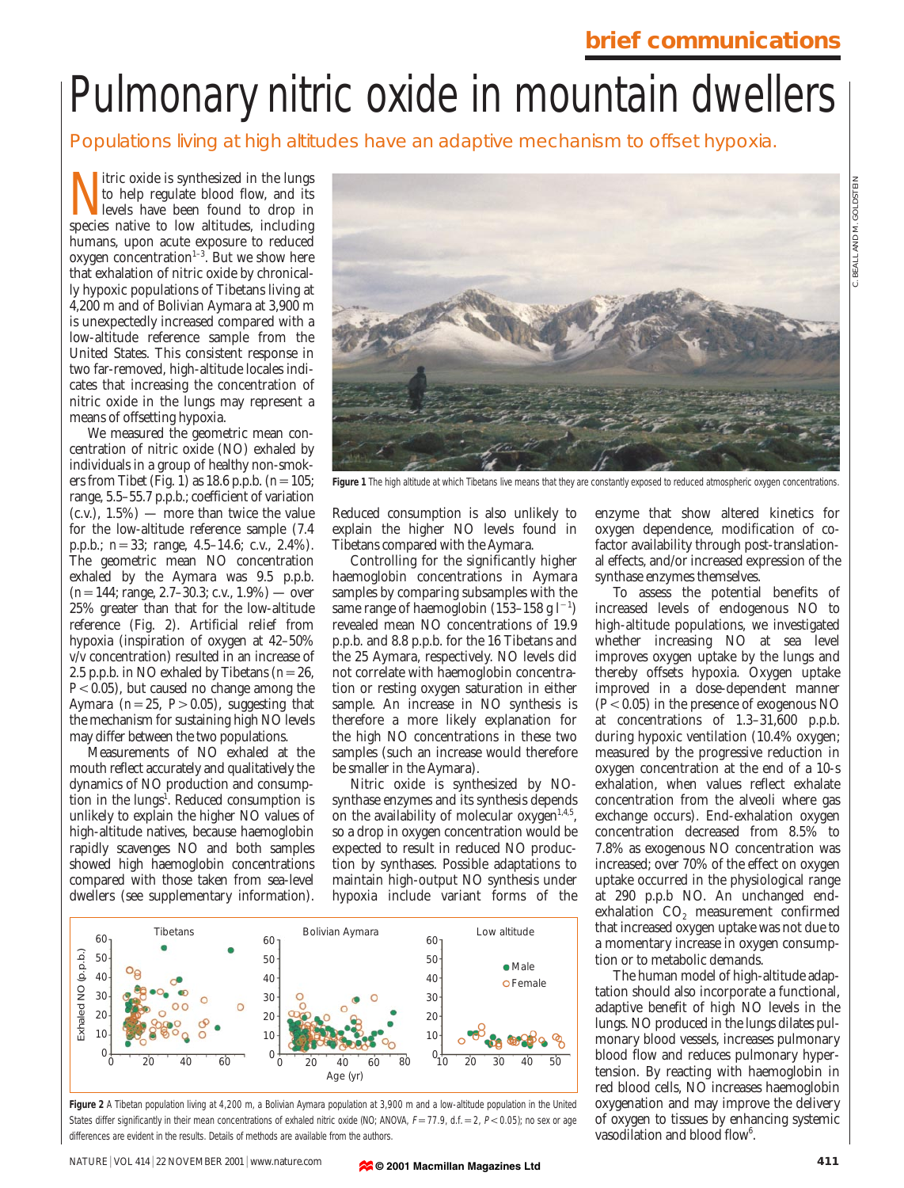# Pulmonary nitric oxide in mountain dwellers

Populations living at high altitudes have an adaptive mechanism to offset hypoxia.

Nitric oxide is synthesized in the lungs to help regulate blood flow, and its levels have been found to drop in species native to low altitudes, including humans, upon acute exposure to reduced oxygen concentration[1–3]. But we show here that exhalation of nitric oxide by chronically hypoxic populations of Tibetans living at 4,200 m and of Bolivian Aymara at 3,900 m is unexpectedly increased compared with a low-altitude reference sample from the United States. This consistent response in two far-removed, high-altitude locales indicates that increasing the concentration of nitric oxide in the lungs may represent a means of offsetting hypoxia.

We measured the geometric mean concentration of nitric oxide (NO) exhaled by individuals in a group of healthy non-smokers from Tibet (Fig. 1) as 18.6 p.p.b. ($n = 105$; range, 5.5–55.7 p.p.b.; coefficient of variation (c.v.), 1.5%) — more than twice the value for the low-altitude reference sample (7.4 p.p.b.; $n = 33$; range, 4.5–14.6; c.v., 2.4%). The geometric mean NO concentration exhaled by the Aymara was 9.5 p.p.b. ($n = 144$; range, 2.7–30.3; c.v., 1.9%) — over 25% greater than that for the low-altitude reference (Fig. 2). Artificial relief from hypoxia (inspiration of oxygen at 42–50% v/v concentration) resulted in an increase of 2.5 p.p.b. in NO exhaled by Tibetans ($n = 26$, $P < 0.05$), but caused no change among the Aymara ($n = 25$, $P > 0.05$), suggesting that the mechanism for sustaining high NO levels may differ between the two populations.

Measurements of NO exhaled at the mouth reflect accurately and qualitatively the dynamics of NO production and consumption in the lungs[1]. Reduced consumption is unlikely to explain the higher NO values of high-altitude natives, because haemoglobin rapidly scavenges NO and both samples showed high haemoglobin concentrations compared with those taken from sea-level dwellers (see supplementary information). Reduced consumption is also unlikely to explain the higher NO levels found in Tibetans compared with the Aymara.

Controlling for the significantly higher haemoglobin concentrations in Aymara samples by comparing subsamples with the same range of haemoglobin (153–158 g $l^{-1}$) revealed mean NO concentrations of 19.9 p.p.b. and 8.8 p.p.b. for the 16 Tibetans and the 25 Aymara, respectively. NO levels did not correlate with haemoglobin concentration or resting oxygen saturation in either sample. An increase in NO synthesis is therefore a more likely explanation for the high NO concentrations in these two samples (such an increase would therefore be smaller in the Aymara).

Nitric oxide is synthesized by NO-synthase enzymes and its synthesis depends on the availability of molecular oxygen[1,4,5], so a drop in oxygen concentration would be expected to result in reduced NO production by synthases. Possible adaptations to maintain high-output NO synthesis under hypoxia include variant forms of the enzyme that show altered kinetics for oxygen dependence, modification of co-factor availability through post-translational effects, and/or increased expression of the synthase enzymes themselves.

To assess the potential benefits of increased levels of endogenous NO to high-altitude populations, we investigated whether increasing NO at sea level improves oxygen uptake by the lungs and thereby offsets hypoxia. Oxygen uptake improved in a dose-dependent manner ($P < 0.05$) in the presence of exogenous NO at concentrations of 1.3–31,600 p.p.b. during hypoxic ventilation (10.4% oxygen; measured by the progressive reduction in oxygen concentration at the end of a 10-s exhalation, when values reflect exhalate concentration from the alveoli where gas exchange occurs). End-exhalation oxygen concentration decreased from 8.5% to 7.8% as exogenous NO concentration was increased; over 70% of the effect on oxygen uptake occurred in the physiological range at 290 p.p.b NO. An unchanged end-exhalation $CO_2$ measurement confirmed that increased oxygen uptake was not due to a momentary increase in oxygen consumption or to metabolic demands.

The human model of high-altitude adaptation should also incorporate a functional, adaptive benefit of high NO levels in the lungs. NO produced in the lungs dilates pulmonary blood vessels, increases pulmonary blood flow and reduces pulmonary hypertension. By reacting with haemoglobin in red blood cells, NO increases haemoglobin oxygenation and may improve the delivery of oxygen to tissues by enhancing systemic vasodilation and blood flow[6].

**Figure 1** The high altitude at which Tibetans live means that they are constantly exposed to reduced atmospheric oxygen concentrations.

**Figure 2** A Tibetan population living at 4,200 m, a Bolivian Aymara population at 3,900 m and a low-altitude population in the United States differ significantly in their mean concentrations of exhaled nitric oxide (NO; ANOVA, $F = 77.9$, d.f. $= 2$, $P < 0.05$); no sex or age differences are evident in the results. Details of methods are available from the authors.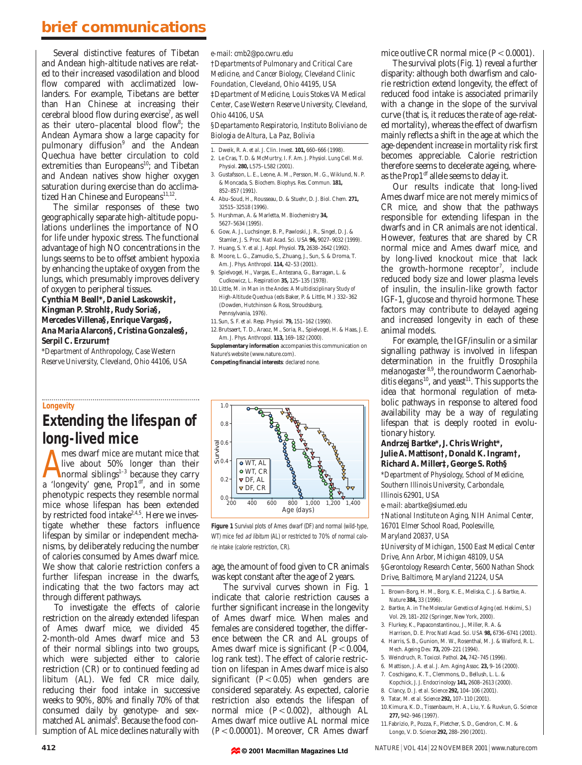Several distinctive features of Tibetan and Andean high-altitude natives are related to their increased vasodilation and blood flow compared with acclimatized lowlanders. For example, Tibetans are better than Han Chinese at increasing their cerebral blood flow during exercise[7], as well as their utero–placental blood flow[8]; the Andean Aymara show a large capacity for pulmonary diffusion[9] and the Andean Quechua have better circulation to cold extremities than Europeans[10]; and Tibetan and Andean natives show higher oxygen saturation during exercise than do acclimatized Han Chinese and Europeans[11,12].

The similar responses of these two geographically separate high-altitude populations underlines the importance of NO for life under hypoxic stress. The functional advantage of high NO concentrations in the lungs seems to be to offset ambient hypoxia by enhancing the uptake of oxygen from the lungs, which presumably improves delivery of oxygen to peripheral tissues.

**Cynthia M Beall\*, Daniel Laskowski†, Kingman P. Strohl‡, Rudy Soria§, Mercedes Villena§, Enrique Vargas§, Ana Maria Alarcon§, Cristina Gonzales§, Serpil C. Erzurum†**

*\*Department of Anthropology, Case Western Reserve University, Cleveland, Ohio 44106, USA*

*e-mail: cmb2@po.cwru.edu*

*†Departments of Pulmonary and Critical Care Medicine, and Cancer Biology, Cleveland Clinic Foundation, Cleveland, Ohio 44195, USA*

*‡Department of Medicine, Louis Stokes VA Medical Center, Case Western Reserve University, Cleveland, Ohio 44106, USA*

*§Departamento Respiratorio, Instituto Boliviano de Biologia de Altura, La Paz, Bolivia*

1. Dweik, R. A. *et al.* *J. Clin. Invest.* **101,** 660–666 (1998).
2. Le Cras, T. D. & McMurtry, I. F. *Am. J. Physiol. Lung Cell. Mol. Physiol.* **280,** L575–L582 (2001).
3. Gustafsson, L. E., Leone, A. M., Persson, M. G., Wiklund, N. P. & Moncada, S. *Biochem. Biophys. Res. Commun.* **181,** 852–857 (1991).
4. Abu-Soud, H., Rousseau, D. & Stuehr, D. *J. Biol. Chem.* **271,** 32515–32518 (1996).
5. Hurshman, A. & Marletta, M. *Biochemistry* **34,** 5627–5634 (1995).
6. Gow, A. J., Luchsinger, B. P., Pawloski, J. R., Singel, D. J. & Stamler, J. S. *Proc. Natl Acad. Sci. USA* **96,** 9027–9032 (1999).
7. Huang, S. Y. *et al.* *J. Appl. Physiol.* **73,** 2638–2642 (1992).
8. Moore, L. G., Zamudio, S., Zhuang, J., Sun, S. & Droma, T. *Am. J. Phys. Anthropol.* **114,** 42–53 (2001).
9. Spielvogel, H., Vargas, E., Antezana, G., Barragan, L. & Cudkowicz, L. *Respiration* **35,** 125–135 (1978).
10. Little, M. in *Man in the Andes: A Multidisciplinary Study of High-Altitude Quechua* (eds Baker, P. & Little, M.) 332–362 (Dowden, Hutchinson & Ross, Stroudsburg, Pennsylvania, 1976).
11. Sun, S. F. *et al.* *Resp. Physiol.* **79,** 151–162 (1990).
12. Brutsaert, T. D., Araoz, M., Soria, R., Spielvogel, H. & Haas, J. E. *Am. J. Phys. Anthropol.* **113,** 169–182 (2000).

**Supplementary information** accompanies this communication on *Nature*'s website (www.nature.com).

**Competing financial interests**: declared none.

---

**Longevity**

## Extending the lifespan of long-lived mice

Ames dwarf mice are mutant mice that live about 50% longer than their normal siblings[1–3] because they carry a 'longevity' gene, *Prop1*[df], and in some phenotypic respects they resemble normal mice whose lifespan has been extended by restricted food intake[2,4,5]. Here we investigate whether these factors influence lifespan by similar or independent mechanisms, by deliberately reducing the number of calories consumed by Ames dwarf mice. We show that calorie restriction confers a further lifespan increase in the dwarfs, indicating that the two factors may act through different pathways.

To investigate the effects of calorie restriction on the already extended lifespan of Ames dwarf mice, we divided 45 2-month-old Ames dwarf mice and 53 of their normal siblings into two groups, which were subjected either to calorie restriction (CR) or to continued feeding *ad libitum* (AL). We fed CR mice daily, reducing their food intake in successive weeks to 90%, 80% and finally 70% of that consumed daily by genotype- and sex-matched AL animals[6]. Because the food consumption of AL mice declines naturally with age, the amount of food given to CR animals was kept constant after the age of 2 years.

Survival
1.0
0.8
0.6
0.4
0.2
0.0
200 400 600 800 1,000 1,200 1,400
Age (days)
WT, AL
WT, CR
DF, AL
DF, CR

**Figure 1** Survival plots of Ames dwarf (DF) and normal (wild-type, WT) mice fed *ad libitum* (AL) or restricted to 70% of normal calorie intake (calorie restriction, CR).

The survival curves shown in Fig. 1 indicate that calorie restriction causes a further significant increase in the longevity of Ames dwarf mice. When males and females are considered together, the difference between the CR and AL groups of Ames dwarf mice is significant ($P<0.004$, log rank test). The effect of calorie restriction on lifespan in Ames dwarf mice is also significant ($P<0.05$) when genders are considered separately. As expected, calorie restriction also extends the lifespan of normal mice ($P<0.002$), although AL Ames dwarf mice outlive AL normal mice ($P<0.00001$). Moreover, CR Ames dwarf mice outlive CR normal mice ($P<0.0001$).

The survival plots (Fig. 1) reveal a further disparity: although both dwarfism and calorie restriction extend longevity, the effect of reduced food intake is associated primarily with a change in the slope of the survival curve (that is, it reduces the rate of age-related mortality), whereas the effect of dwarfism mainly reflects a shift in the age at which the age-dependent increase in mortality risk first becomes appreciable. Calorie restriction therefore seems to decelerate ageing, whereas the *Prop1*[df] allele seems to delay it.

Our results indicate that long-lived Ames dwarf mice are not merely mimics of CR mice, and show that the pathways responsible for extending lifespan in the dwarfs and in CR animals are not identical. However, features that are shared by CR normal mice and Ames dwarf mice, and by long-lived knockout mice that lack the growth-hormone receptor[7], include reduced body size and lower plasma levels of insulin, the insulin-like growth factor IGF-1, glucose and thyroid hormone. These factors may contribute to delayed ageing and increased longevity in each of these animal models.

For example, the IGF/insulin or a similar signalling pathway is involved in lifespan determination in the fruitfly *Drosophila melanogaster*[8,9], the roundworm *Caenorhabditis elegans*[10], and yeast[11]. This supports the idea that hormonal regulation of metabolic pathways in response to altered food availability may be a way of regulating lifespan that is deeply rooted in evolutionary history.

**Andrzej Bartke\*, J. Chris Wright\*, Julie A. Mattison†, Donald K. Ingram†, Richard A. Miller‡, George S. Roth§**

*\*Department of Physiology, School of Medicine, Southern Illinois University, Carbondale, Illinois 62901, USA*

*e-mail: abartke@siumed.edu*

*†National Institute on Aging, NIH Animal Center, 16701 Elmer School Road, Poolesville, Maryland 20837, USA*

*‡University of Michigan, 1500 East Medical Center Drive, Ann Arbor, Michigan 48109, USA*

*§Gerontology Research Center, 5600 Nathan Shock Drive, Baltimore, Maryland 21224, USA*

1. Brown-Borg, H. M., Borg, K. E., Meliska, C. J. & Bartke, A. *Nature* **384,** 33 (1996).
2. Bartke, A. in *The Molecular Genetics of Aging* (ed. Hekimi, S.) Vol. 29, 181–202 (Springer, New York, 2000).
3. Flurkey, K., Papaconstantinou, J., Miller, R. A. & Harrison, D. E. *Proc Natl Acad. Sci. USA* **98,** 6736–6741 (2001).
4. Harris, S. B., Gunion, M. W., Rosenthal, M. J. & Walford, R. L. *Mech. Ageing Dev.* **73,** 209–221 (1994).
5. Weindruch, R. *Toxicol. Pathol.* **24,** 742–745 (1996).
6. Mattison, J. A. *et al.* *J. Am. Aging Assoc.* **23,** 9–16 (2000).
7. Coschigano, K. T., Clemmons, D., Bellush, L. L. & Kopchick, J. J. *Endocrinology* **141,** 2608–2613 (2000).
8. Clancy, D. J. *et al.* *Science* **292,** 104–106 (2001).
9. Tatar, M. *et al.* *Science* **292,** 107–110 (2001).
10. Kimura, K. D., Tissenbaum, H. A., Liu, Y. & Ruvkun, G. *Science* **277,** 942–946 (1997).
11. Fabrizio, P., Pozza, F., Pletcher, S. D., Gendron, C. M. & Longo, V. D. *Science* **292,** 288–290 (2001).